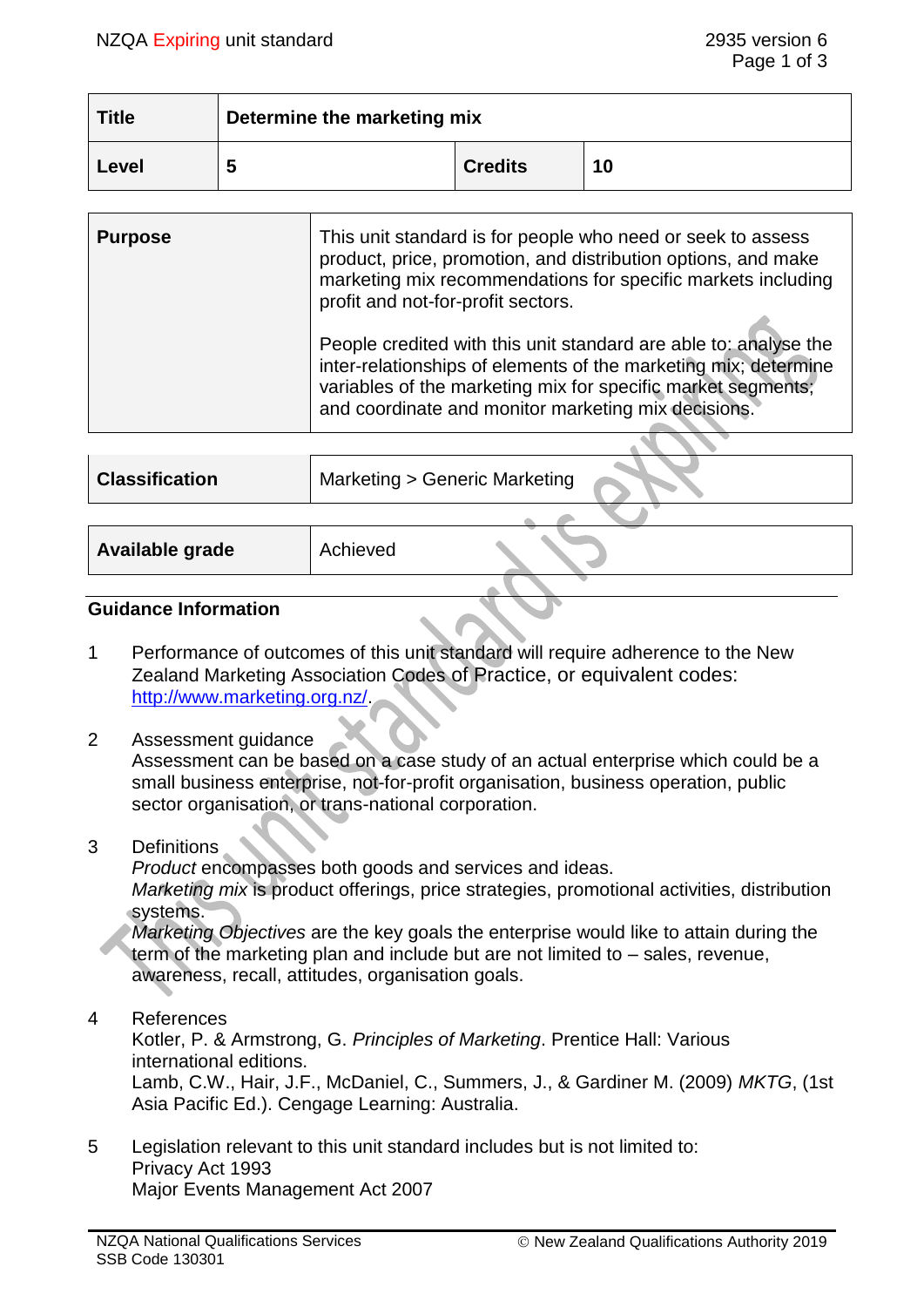| Title | Determine the marketing mix | | |
|---|---|---|---|
| Level | 5 | Credits | 10 |

| Purpose | This unit standard is for people who need or seek to assess product, price, promotion, and distribution options, and make marketing mix recommendations for specific markets including profit and not-for-profit sectors.<br><br>People credited with this unit standard are able to: analyse the inter-relationships of elements of the marketing mix; determine variables of the marketing mix for specific market segments; and coordinate and monitor marketing mix decisions. |
|---|---|

| Classification | Marketing > Generic Marketing |
|---|---|

| Available grade | Achieved |
|---|---|

## Guidance Information

1. Performance of outcomes of this unit standard will require adherence to the New Zealand Marketing Association Codes of Practice, or equivalent codes: http://www.marketing.org.nz/.

2. Assessment guidance
   Assessment can be based on a case study of an actual enterprise which could be a small business enterprise, not-for-profit organisation, business operation, public sector organisation, or trans-national corporation.

3. Definitions
   *Product* encompasses both goods and services and ideas.
   *Marketing mix* is product offerings, price strategies, promotional activities, distribution systems.
   *Marketing Objectives* are the key goals the enterprise would like to attain during the term of the marketing plan and include but are not limited to – sales, revenue, awareness, recall, attitudes, organisation goals.

4. References
   Kotler, P. & Armstrong, G. *Principles of Marketing*. Prentice Hall: Various international editions.
   Lamb, C.W., Hair, J.F., McDaniel, C., Summers, J., & Gardiner M. (2009) *MKTG*, (1st Asia Pacific Ed.). Cengage Learning: Australia.

5. Legislation relevant to this unit standard includes but is not limited to:
   Privacy Act 1993
   Major Events Management Act 2007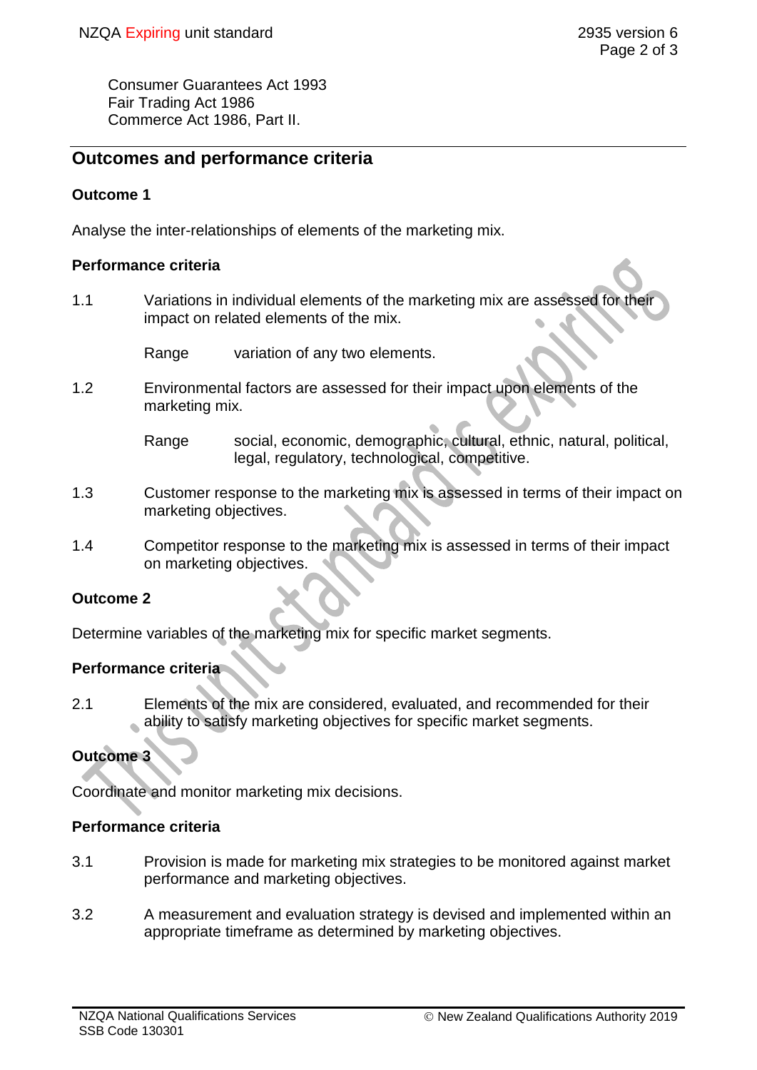Consumer Guarantees Act 1993
Fair Trading Act 1986
Commerce Act 1986, Part II.

## Outcomes and performance criteria

### Outcome 1

Analyse the inter-relationships of elements of the marketing mix.

#### Performance criteria

1.1 Variations in individual elements of the marketing mix are assessed for their impact on related elements of the mix.

Range variation of any two elements.

1.2 Environmental factors are assessed for their impact upon elements of the marketing mix.

Range social, economic, demographic, cultural, ethnic, natural, political, legal, regulatory, technological, competitive.

1.3 Customer response to the marketing mix is assessed in terms of their impact on marketing objectives.

1.4 Competitor response to the marketing mix is assessed in terms of their impact on marketing objectives.

### Outcome 2

Determine variables of the marketing mix for specific market segments.

#### Performance criteria

2.1 Elements of the mix are considered, evaluated, and recommended for their ability to satisfy marketing objectives for specific market segments.

### Outcome 3

Coordinate and monitor marketing mix decisions.

#### Performance criteria

3.1 Provision is made for marketing mix strategies to be monitored against market performance and marketing objectives.

3.2 A measurement and evaluation strategy is devised and implemented within an appropriate timeframe as determined by marketing objectives.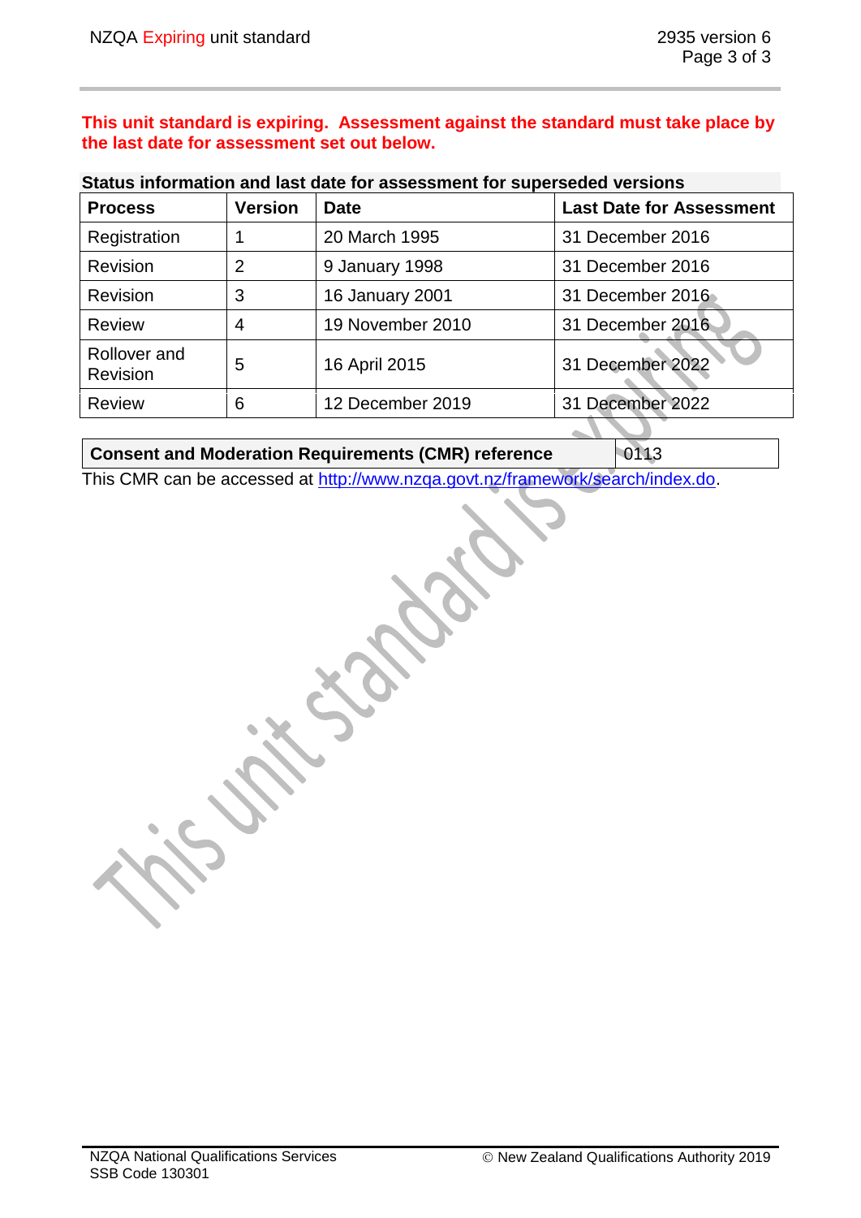**This unit standard is expiring. Assessment against the standard must take place by the last date for assessment set out below.**

**Status information and last date for assessment for superseded versions**

| Process | Version | Date | Last Date for Assessment |
|---|---|---|---|
| Registration | 1 | 20 March 1995 | 31 December 2016 |
| Revision | 2 | 9 January 1998 | 31 December 2016 |
| Revision | 3 | 16 January 2001 | 31 December 2016 |
| Review | 4 | 19 November 2010 | 31 December 2016 |
| Rollover and Revision | 5 | 16 April 2015 | 31 December 2022 |
| Review | 6 | 12 December 2019 | 31 December 2022 |

| **Consent and Moderation Requirements (CMR) reference** | 0113 |
|---|---|

This CMR can be accessed at http://www.nzqa.govt.nz/framework/search/index.do.